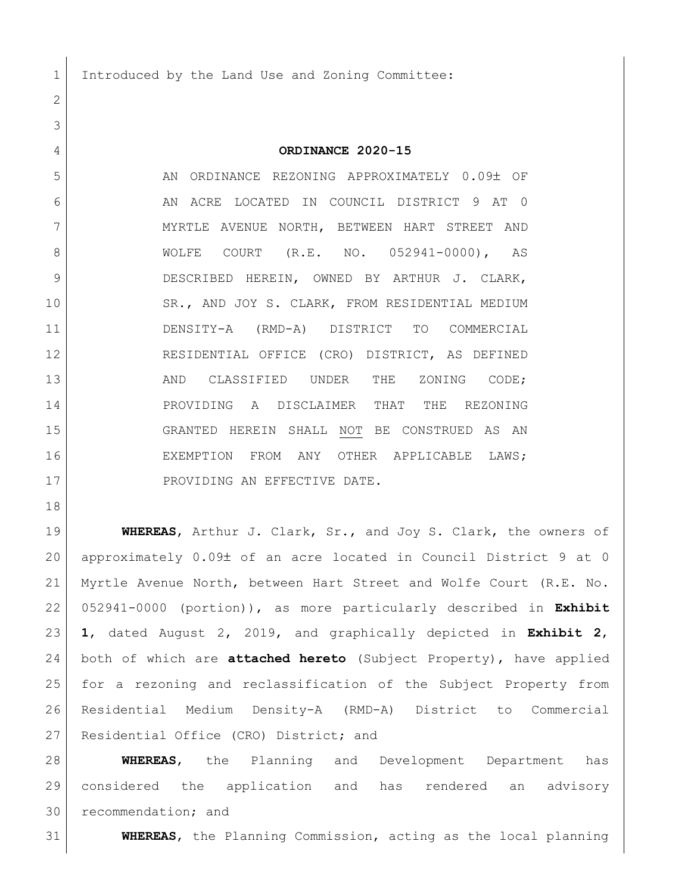Introduced by the Land Use and Zoning Committee:

# ORDINANCE 2020-15

AN ORDINANCE REZONING APPROXIMATELY 0.09± OF AN ACRE LOCATED IN COUNCIL DISTRICT 9 AT 0 MYRTLE AVENUE NORTH, BETWEEN HART STREET AND WOLFE COURT (R.E. NO. 052941-0000), AS DESCRIBED HEREIN, OWNED BY ARTHUR J. CLARK, SR., AND JOY S. CLARK, FROM RESIDENTIAL MEDIUM DENSITY-A (RMD-A) DISTRICT TO COMMERCIAL RESIDENTIAL OFFICE (CRO) DISTRICT, AS DEFINED AND CLASSIFIED UNDER THE ZONING CODE; PROVIDING A DISCLAIMER THAT THE REZONING GRANTED HEREIN SHALL <u>NOT</u> BE CONSTRUED AS AN EXEMPTION FROM ANY OTHER APPLICABLE LAWS; PROVIDING AN EFFECTIVE DATE.

**WHEREAS**, Arthur J. Clark, Sr., and Joy S. Clark, the owners of approximately 0.09± of an acre located in Council District 9 at 0 Myrtle Avenue North, between Hart Street and Wolfe Court (R.E. No. 052941-0000 (portion)), as more particularly described in **Exhibit 1**, dated August 2, 2019, and graphically depicted in **Exhibit 2**, both of which are **attached hereto** (Subject Property), have applied for a rezoning and reclassification of the Subject Property from Residential Medium Density-A (RMD-A) District to Commercial Residential Office (CRO) District; and

**WHEREAS**, the Planning and Development Department has considered the application and has rendered an advisory recommendation; and

**WHEREAS**, the Planning Commission, acting as the local planning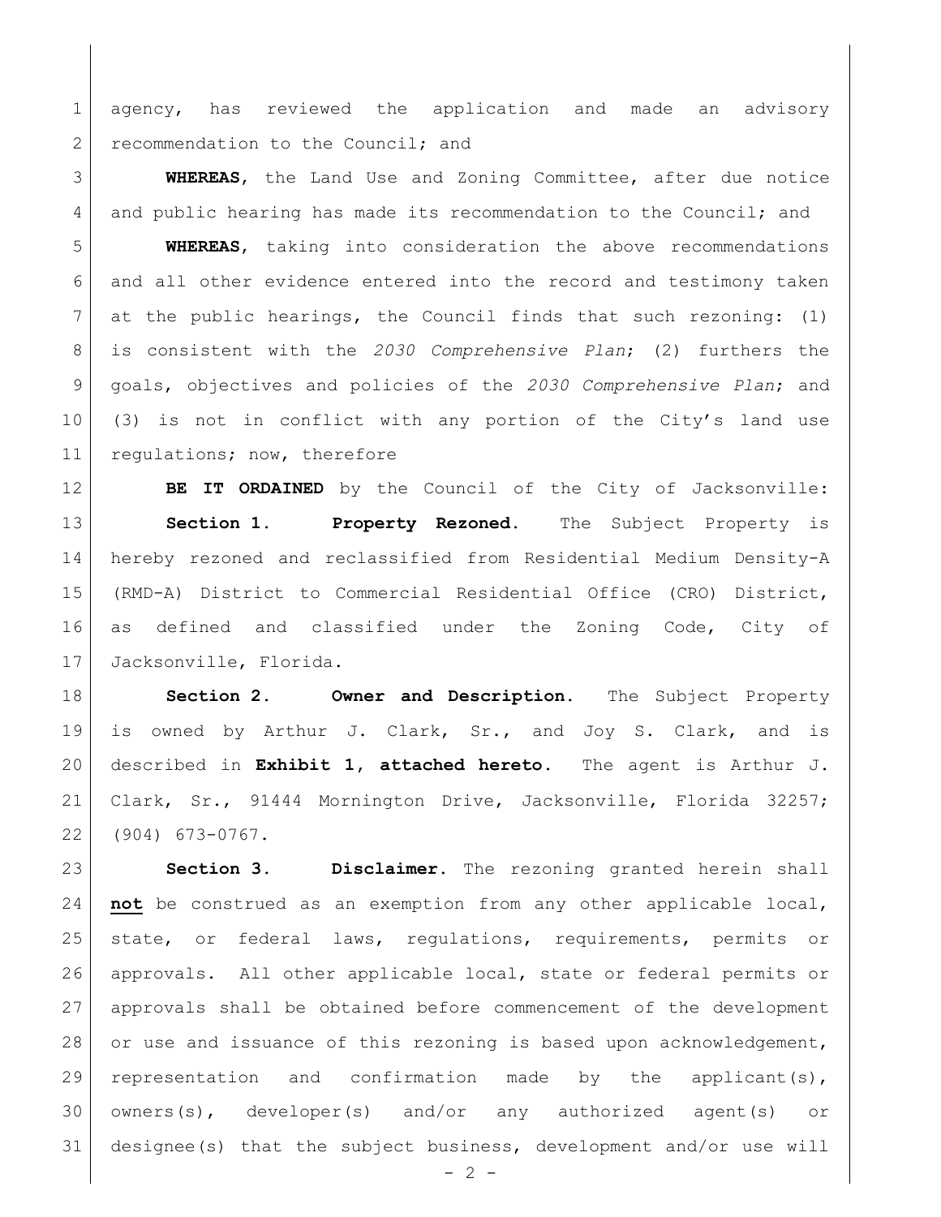agency, has reviewed the application and made an advisory recommendation to the Council; and

**WHEREAS**, the Land Use and Zoning Committee, after due notice and public hearing has made its recommendation to the Council; and

**WHEREAS**, taking into consideration the above recommendations and all other evidence entered into the record and testimony taken at the public hearings, the Council finds that such rezoning: (1) is consistent with the *2030 Comprehensive Plan*; (2) furthers the goals, objectives and policies of the *2030 Comprehensive Plan*; and (3) is not in conflict with any portion of the City's land use regulations; now, therefore

**BE IT ORDAINED** by the Council of the City of Jacksonville:

**Section 1. Property Rezoned.** The Subject Property is hereby rezoned and reclassified from Residential Medium Density-A (RMD-A) District to Commercial Residential Office (CRO) District, as defined and classified under the Zoning Code, City of Jacksonville, Florida.

**Section 2. Owner and Description.** The Subject Property is owned by Arthur J. Clark, Sr., and Joy S. Clark, and is described in **Exhibit 1, attached hereto.** The agent is Arthur J. Clark, Sr., 91444 Mornington Drive, Jacksonville, Florida 32257; (904) 673-0767.

**Section 3. Disclaimer.** The rezoning granted herein shall **not** be construed as an exemption from any other applicable local, state, or federal laws, regulations, requirements, permits or approvals. All other applicable local, state or federal permits or approvals shall be obtained before commencement of the development or use and issuance of this rezoning is based upon acknowledgement, representation and confirmation made by the applicant(s), owners(s), developer(s) and/or any authorized agent(s) or designee(s) that the subject business, development and/or use will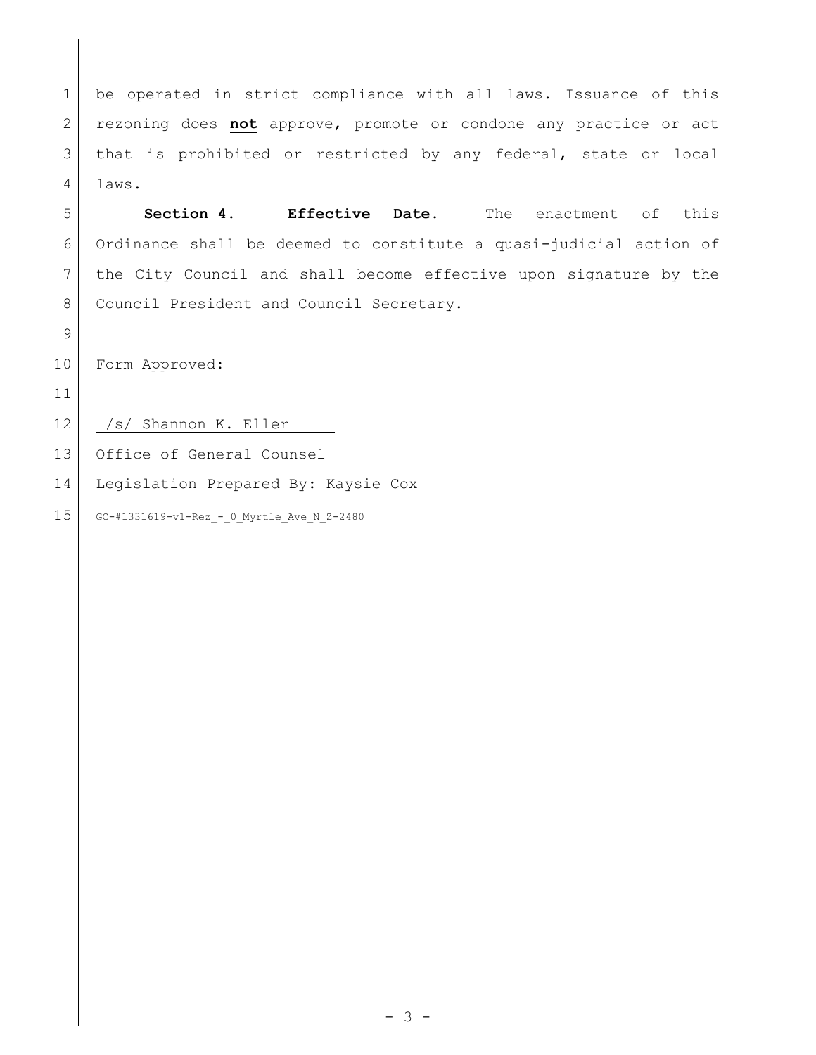be operated in strict compliance with all laws. Issuance of this rezoning does **not** approve, promote or condone any practice or act that is prohibited or restricted by any federal, state or local laws.

**Section 4. Effective Date.** The enactment of this Ordinance shall be deemed to constitute a quasi-judicial action of the City Council and shall become effective upon signature by the Council President and Council Secretary.

Form Approved:

/s/ Shannon K. Eller

Office of General Counsel

Legislation Prepared By: Kaysie Cox

GC-#1331619-v1-Rez_-_0_Myrtle_Ave_N_Z-2480